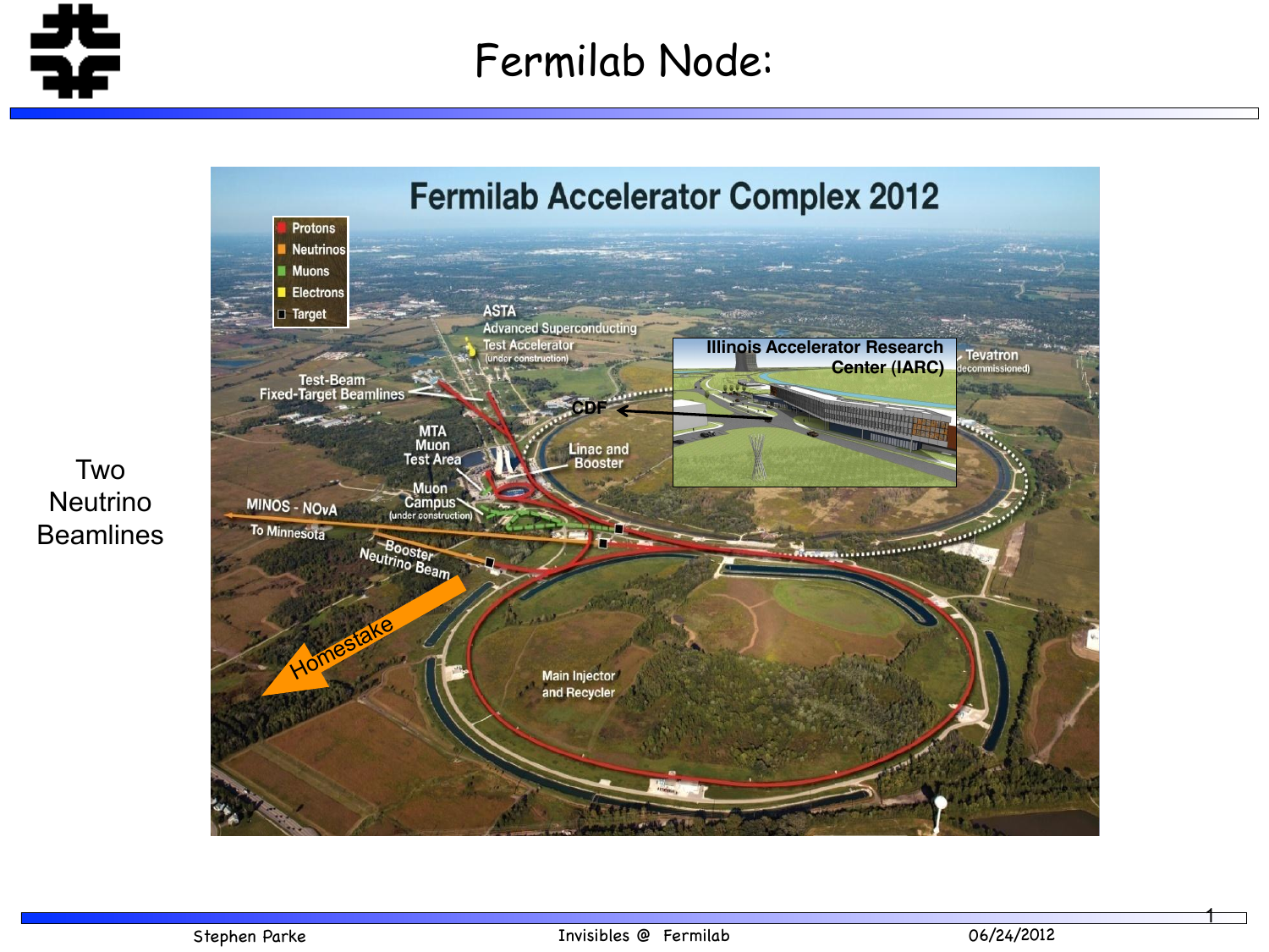# Fermilab Node:

Two Neutrino Beamlines

Fermilab Accelerator Complex 2012

- Protons
- Neutrinos
- Muons
- Electrons
- Target

ASTA Advanced Superconducting Test Accelerator (under construction)

Illinois Accelerator Research Center (IARC)

Tevatron (decommissioned)

Test-Beam Fixed-Target Beamlines

CDF

MTA Muon Test Area

Linac and Booster

Muon Campus (under construction)

MINOS - NOvA To Minnesota

Booster Neutrino Beam

Homestake

Main Injector and Recycler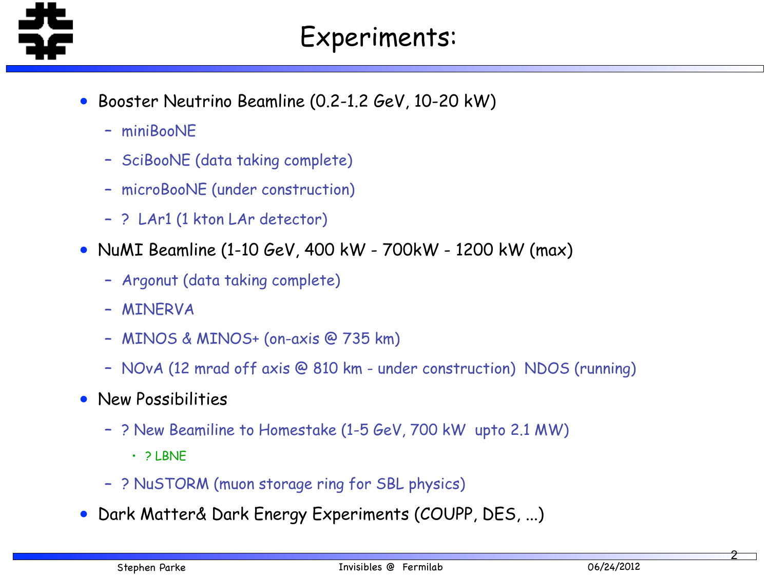# Experiments:

- Booster Neutrino Beamline (0.2-1.2 GeV, 10-20 kW)
  - miniBooNE
  - SciBooNE (data taking complete)
  - microBooNE (under construction)
  - ? LAr1 (1 kton LAr detector)
- NuMI Beamline (1-10 GeV, 400 kW - 700kW - 1200 kW (max)
  - Argonut (data taking complete)
  - MINERVA
  - MINOS & MINOS+ (on-axis @ 735 km)
  - NOvA (12 mrad off axis @ 810 km - under construction) NDOS (running)
- New Possibilities
  - ? New Beamiline to Homestake (1-5 GeV, 700 kW upto 2.1 MW)
    - ? LBNE
  - ? NuSTORM (muon storage ring for SBL physics)
- Dark Matter& Dark Energy Experiments (COUPP, DES, ...)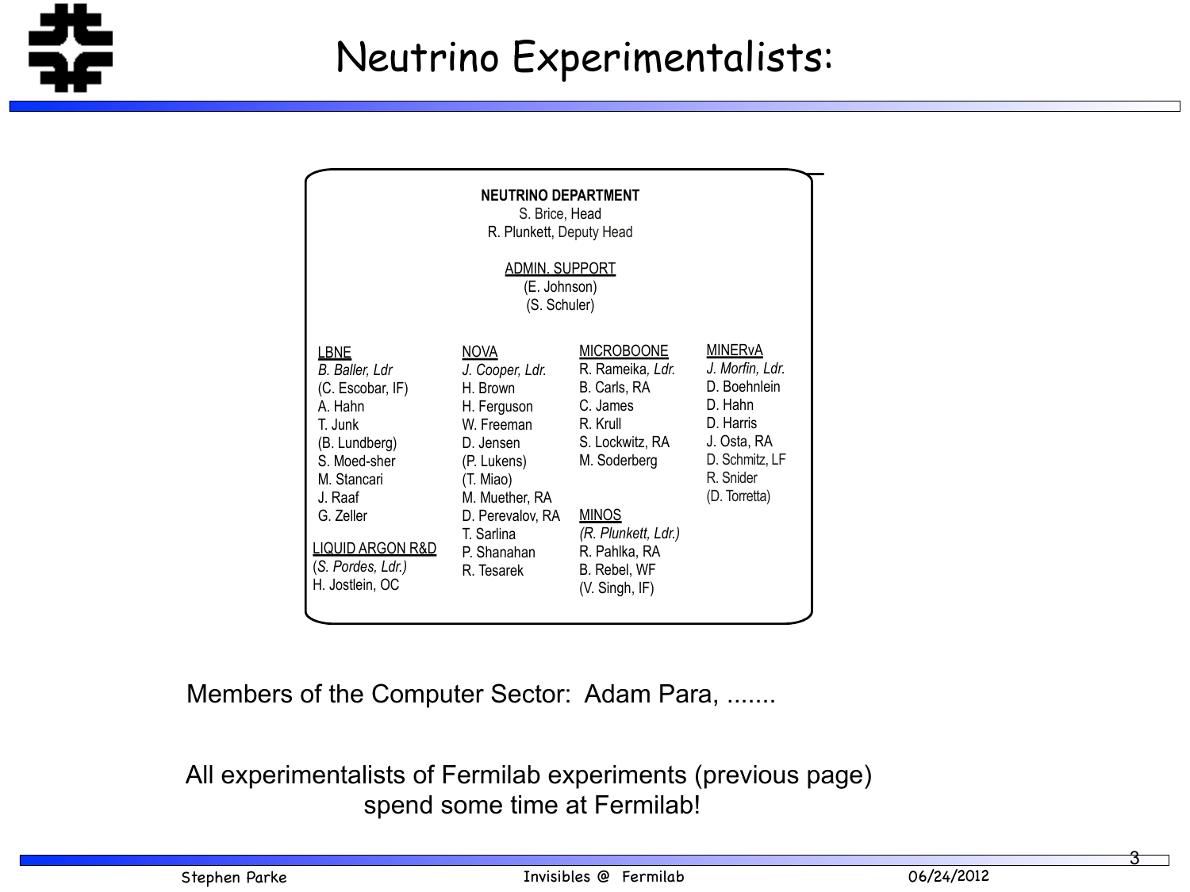# Neutrino Experimentalists:

**NEUTRINO DEPARTMENT**

S. Brice, Head

R. Plunkett, Deputy Head

ADMIN. SUPPORT

(E. Johnson)

(S. Schuler)

LBNE

*B. Baller, Ldr*

(C. Escobar, IF)

A. Hahn

T. Junk

(B. Lundberg)

S. Moed-sher

M. Stancari

J. Raaf

G. Zeller

LIQUID ARGON R&D

(*S. Pordes, Ldr.)*

H. Jostlein, OC

NOVA

*J. Cooper, Ldr.*

H. Brown

H. Ferguson

W. Freeman

D. Jensen

(P. Lukens)

(T. Miao)

M. Muether, RA

D. Perevalov, RA

T. Sarlina

P. Shanahan

R. Tesarek

MICROBOONE

R. Rameika*, Ldr.*

B. Carls, RA

C. James

R. Krull

S. Lockwitz, RA

M. Soderberg

MINOS

*(R. Plunkett, Ldr.)*

R. Pahlka, RA

B. Rebel, WF

(V. Singh, IF)

MINERvA

*J. Morfin, Ldr.*

D. Boehnlein

D. Hahn

D. Harris

J. Osta, RA

D. Schmitz, LF

R. Snider

(D. Torretta)

Members of the Computer Sector: Adam Para, .......

All experimentalists of Fermilab experiments (previous page) spend some time at Fermilab!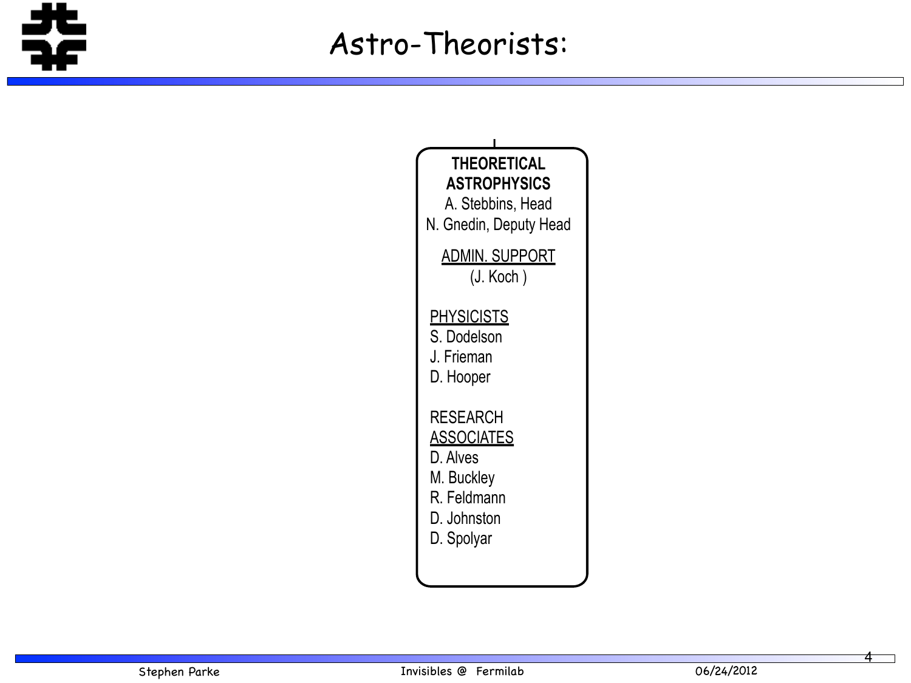# Astro-Theorists:

**THEORETICAL ASTROPHYSICS**
A. Stebbins, Head
N. Gnedin, Deputy Head

ADMIN. SUPPORT
(J. Koch )

PHYSICISTS
S. Dodelson
J. Frieman
D. Hooper

RESEARCH ASSOCIATES
D. Alves
M. Buckley
R. Feldmann
D. Johnston
D. Spolyar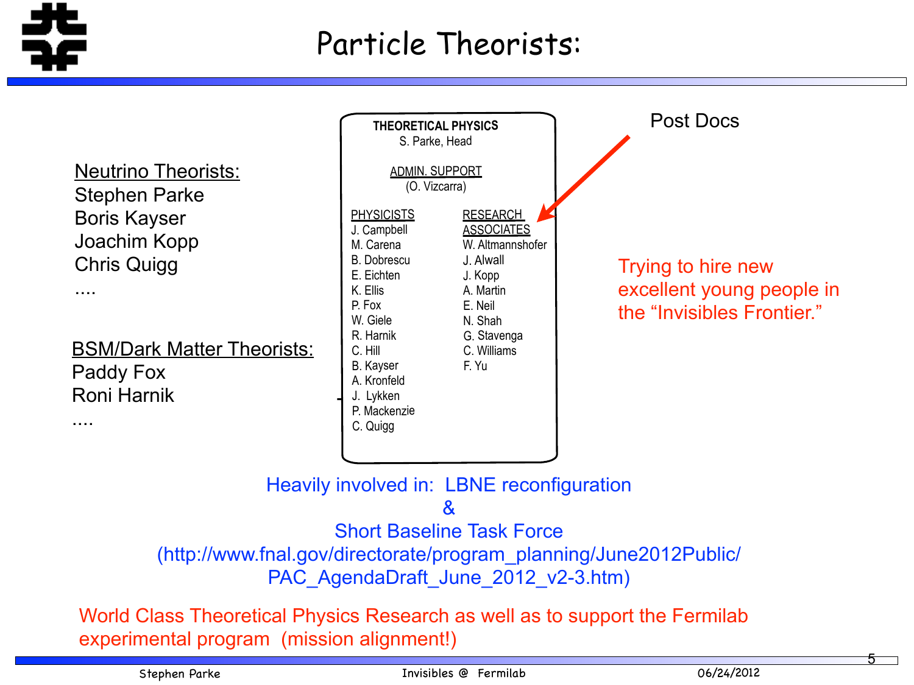# Particle Theorists:

<u>Neutrino Theorists:</u>
Stephen Parke
Boris Kayser
Joachim Kopp
Chris Quigg
....

<u>BSM/Dark Matter Theorists:</u>
Paddy Fox
Roni Harnik
....

**THEORETICAL PHYSICS**
S. Parke, Head

<u>ADMIN. SUPPORT</u>
(O. Vizcarra)

| PHYSICISTS | RESEARCH ASSOCIATES |
|---|---|
| J. Campbell | W. Altmannshofer |
| M. Carena | J. Alwall |
| B. Dobrescu | J. Kopp |
| E. Eichten | A. Martin |
| K. Ellis | E. Neil |
| P. Fox | N. Shah |
| W. Giele | G. Stavenga |
| R. Harnik | C. Williams |
| C. Hill | F. Yu |
| B. Kayser | |
| A. Kronfeld | |
| J. Lykken | |
| P. Mackenzie | |
| C. Quigg | |

Post Docs

Trying to hire new excellent young people in the “Invisibles Frontier.”

Heavily involved in: LBNE reconfiguration
&
Short Baseline Task Force
(http://www.fnal.gov/directorate/program_planning/June2012Public/PAC_AgendaDraft_June_2012_v2-3.htm)

World Class Theoretical Physics Research as well as to support the Fermilab experimental program (mission alignment!)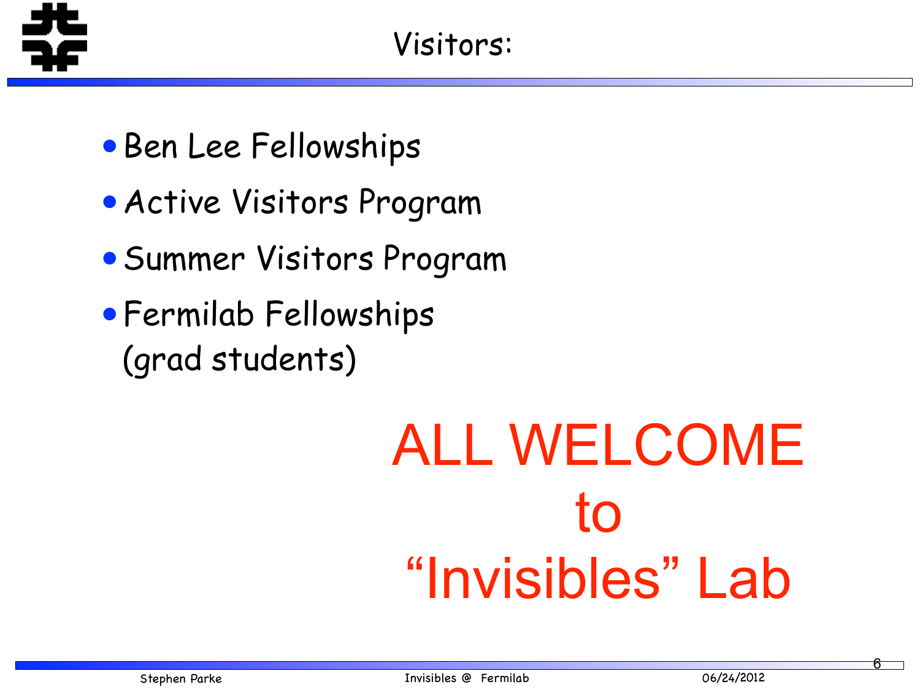# Visitors:

- Ben Lee Fellowships
- Active Visitors Program
- Summer Visitors Program
- Fermilab Fellowships (grad students)

ALL WELCOME
to
"Invisibles" Lab